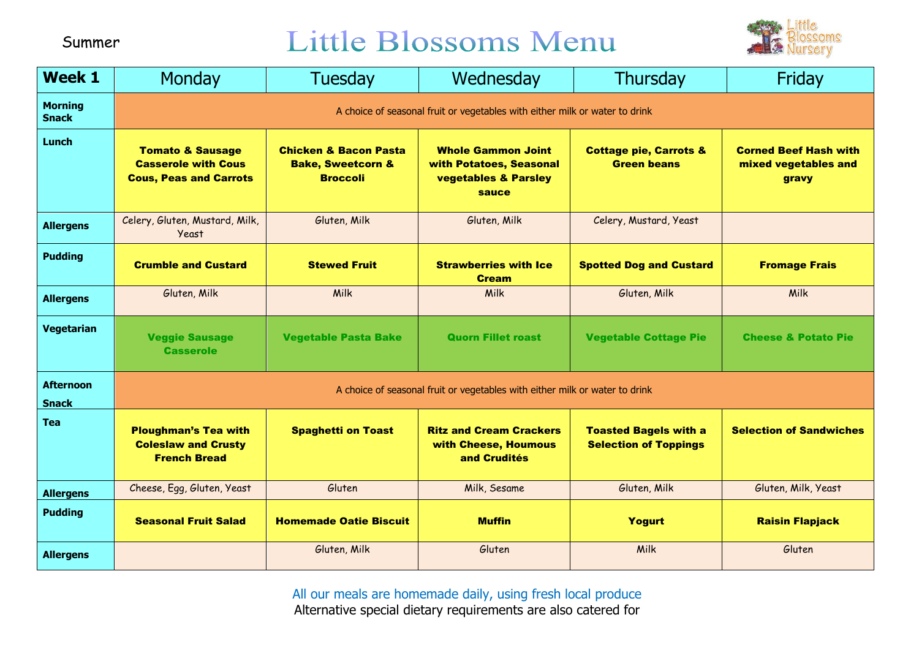Summer

# Little Blossoms Menu

| Week 1 | Monday | Tuesday | Wednesday | Thursday | Friday |
|---|---|---|---|---|---|
| Morning Snack | A choice of seasonal fruit or vegetables with either milk or water to drink | | | | |
| Lunch | **Tomato & Sausage Casserole with Cous Cous, Peas and Carrots** | **Chicken & Bacon Pasta Bake, Sweetcorn & Broccoli** | **Whole Gammon Joint with Potatoes, Seasonal vegetables & Parsley sauce** | **Cottage pie, Carrots & Green beans** | **Corned Beef Hash with mixed vegetables and gravy** |
| Allergens | Celery, Gluten, Mustard, Milk, Yeast | Gluten, Milk | Gluten, Milk | Celery, Mustard, Yeast | |
| Pudding | **Crumble and Custard** | **Stewed Fruit** | **Strawberries with Ice Cream** | **Spotted Dog and Custard** | **Fromage Frais** |
| Allergens | Gluten, Milk | Milk | Milk | Gluten, Milk | Milk |
| Vegetarian | **Veggie Sausage Casserole** | **Vegetable Pasta Bake** | **Quorn Fillet roast** | **Vegetable Cottage Pie** | **Cheese & Potato Pie** |
| Afternoon Snack | A choice of seasonal fruit or vegetables with either milk or water to drink | | | | |
| Tea | **Ploughman's Tea with Coleslaw and Crusty French Bread** | **Spaghetti on Toast** | **Ritz and Cream Crackers with Cheese, Houmous and Crudités** | **Toasted Bagels with a Selection of Toppings** | **Selection of Sandwiches** |
| Allergens | Cheese, Egg, Gluten, Yeast | Gluten | Milk, Sesame | Gluten, Milk | Gluten, Milk, Yeast |
| Pudding | **Seasonal Fruit Salad** | **Homemade Oatie Biscuit** | **Muffin** | **Yogurt** | **Raisin Flapjack** |
| Allergens | | Gluten, Milk | Gluten | Milk | Gluten |

All our meals are homemade daily, using fresh local produce

Alternative special dietary requirements are also catered for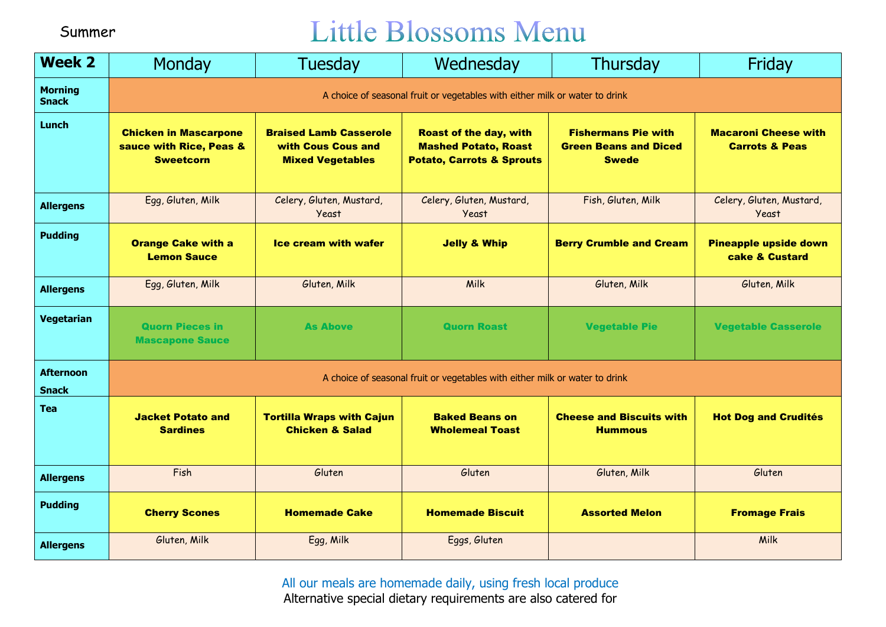Summer

# Little Blossoms Menu

| Week 2 | Monday | Tuesday | Wednesday | Thursday | Friday |
|---|---|---|---|---|---|
| Morning Snack | A choice of seasonal fruit or vegetables with either milk or water to drink | | | | |
| Lunch | **Chicken in Mascarpone sauce with Rice, Peas & Sweetcorn** | **Braised Lamb Casserole with Cous Cous and Mixed Vegetables** | **Roast of the day, with Mashed Potato, Roast Potato, Carrots & Sprouts** | **Fishermans Pie with Green Beans and Diced Swede** | **Macaroni Cheese with Carrots & Peas** |
| Allergens | Egg, Gluten, Milk | Celery, Gluten, Mustard, Yeast | Celery, Gluten, Mustard, Yeast | Fish, Gluten, Milk | Celery, Gluten, Mustard, Yeast |
| Pudding | **Orange Cake with a Lemon Sauce** | **Ice cream with wafer** | **Jelly & Whip** | **Berry Crumble and Cream** | **Pineapple upside down cake & Custard** |
| Allergens | Egg, Gluten, Milk | Gluten, Milk | Milk | Gluten, Milk | Gluten, Milk |
| Vegetarian | **Quorn Pieces in Mascapone Sauce** | **As Above** | **Quorn Roast** | **Vegetable Pie** | **Vegetable Casserole** |
| Afternoon Snack | A choice of seasonal fruit or vegetables with either milk or water to drink | | | | |
| Tea | **Jacket Potato and Sardines** | **Tortilla Wraps with Cajun Chicken & Salad** | **Baked Beans on Wholemeal Toast** | **Cheese and Biscuits with Hummous** | **Hot Dog and Crudités** |
| Allergens | Fish | Gluten | Gluten | Gluten, Milk | Gluten |
| Pudding | **Cherry Scones** | **Homemade Cake** | **Homemade Biscuit** | **Assorted Melon** | **Fromage Frais** |
| Allergens | Gluten, Milk | Egg, Milk | Eggs, Gluten | | Milk |

All our meals are homemade daily, using fresh local produce

Alternative special dietary requirements are also catered for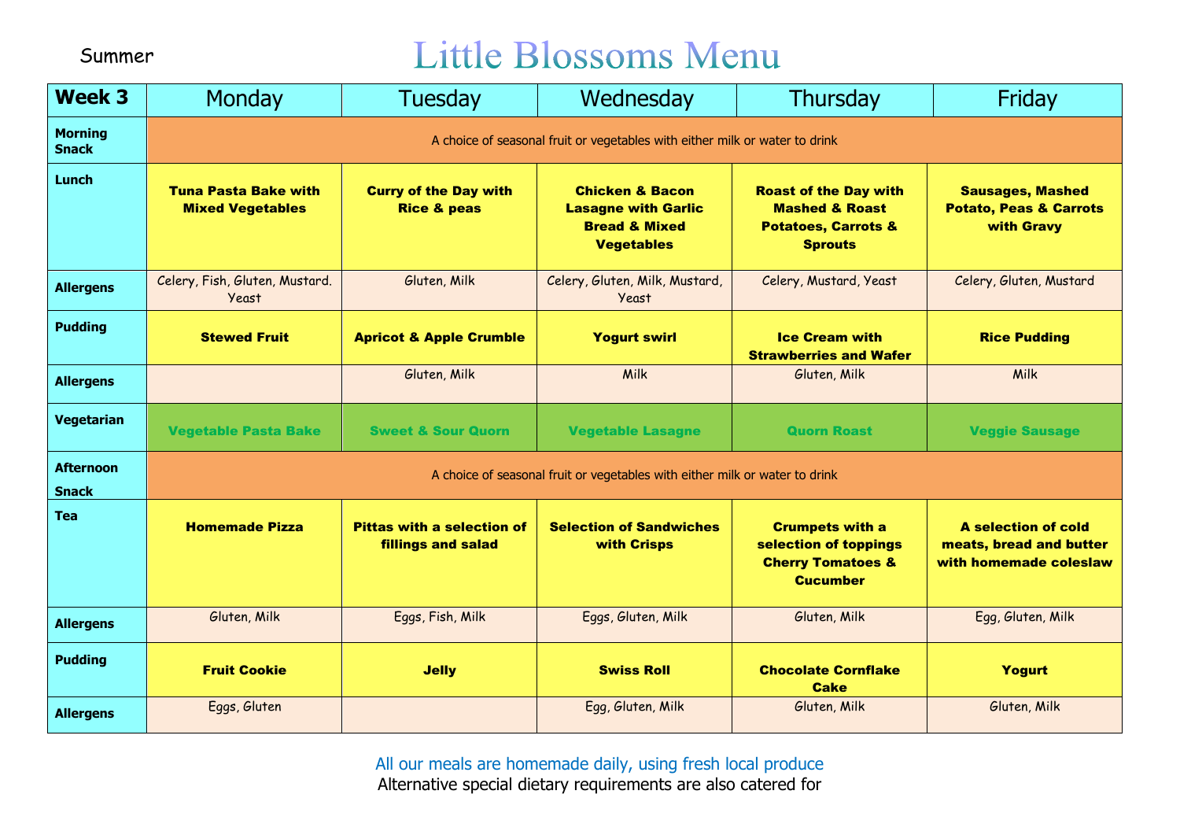Summer

# Little Blossoms Menu

| Week 3 | Monday | Tuesday | Wednesday | Thursday | Friday |
|---|---|---|---|---|---|
| **Morning Snack** | A choice of seasonal fruit or vegetables with either milk or water to drink | | | | |
| **Lunch** | **Tuna Pasta Bake with Mixed Vegetables** | **Curry of the Day with Rice & peas** | **Chicken & Bacon Lasagne with Garlic Bread & Mixed Vegetables** | **Roast of the Day with Mashed & Roast Potatoes, Carrots & Sprouts** | **Sausages, Mashed Potato, Peas & Carrots with Gravy** |
| **Allergens** | Celery, Fish, Gluten, Mustard. Yeast | Gluten, Milk | Celery, Gluten, Milk, Mustard, Yeast | Celery, Mustard, Yeast | Celery, Gluten, Mustard |
| **Pudding** | **Stewed Fruit** | **Apricot & Apple Crumble** | **Yogurt swirl** | **Ice Cream with Strawberries and Wafer** | **Rice Pudding** |
| **Allergens** | | Gluten, Milk | Milk | Gluten, Milk | Milk |
| **Vegetarian** | **Vegetable Pasta Bake** | **Sweet & Sour Quorn** | **Vegetable Lasagne** | **Quorn Roast** | **Veggie Sausage** |
| **Afternoon Snack** | A choice of seasonal fruit or vegetables with either milk or water to drink | | | | |
| **Tea** | **Homemade Pizza** | **Pittas with a selection of fillings and salad** | **Selection of Sandwiches with Crisps** | **Crumpets with a selection of toppings Cherry Tomatoes & Cucumber** | **A selection of cold meats, bread and butter with homemade coleslaw** |
| **Allergens** | Gluten, Milk | Eggs, Fish, Milk | Eggs, Gluten, Milk | Gluten, Milk | Egg, Gluten, Milk |
| **Pudding** | **Fruit Cookie** | **Jelly** | **Swiss Roll** | **Chocolate Cornflake Cake** | **Yogurt** |
| **Allergens** | Eggs, Gluten | | Egg, Gluten, Milk | Gluten, Milk | Gluten, Milk |

All our meals are homemade daily, using fresh local produce

Alternative special dietary requirements are also catered for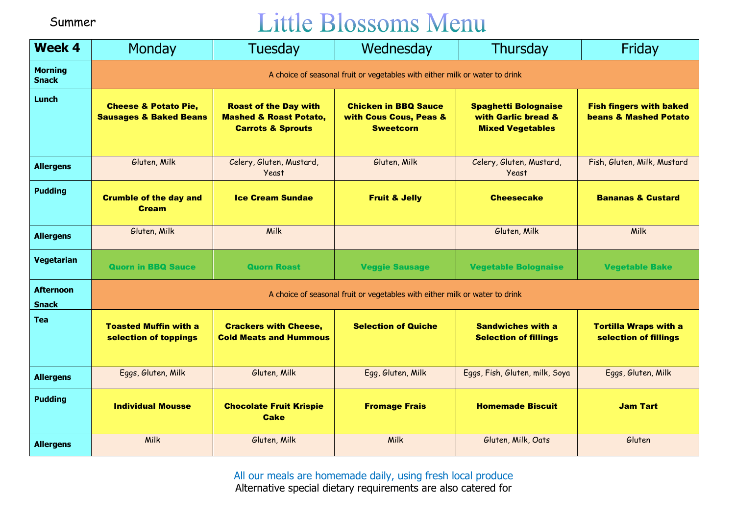Summer

# Little Blossoms Menu

| Week 4 | Monday | Tuesday | Wednesday | Thursday | Friday |
|---|---|---|---|---|---|
| Morning Snack | A choice of seasonal fruit or vegetables with either milk or water to drink | | | | |
| Lunch | **Cheese & Potato Pie, Sausages & Baked Beans** | **Roast of the Day with Mashed & Roast Potato, Carrots & Sprouts** | **Chicken in BBQ Sauce with Cous Cous, Peas & Sweetcorn** | **Spaghetti Bolognaise with Garlic bread & Mixed Vegetables** | **Fish fingers with baked beans & Mashed Potato** |
| Allergens | Gluten, Milk | Celery, Gluten, Mustard, Yeast | Gluten, Milk | Celery, Gluten, Mustard, Yeast | Fish, Gluten, Milk, Mustard |
| Pudding | **Crumble of the day and Cream** | **Ice Cream Sundae** | **Fruit & Jelly** | **Cheesecake** | **Bananas & Custard** |
| Allergens | Gluten, Milk | Milk | | Gluten, Milk | Milk |
| Vegetarian | **Quorn in BBQ Sauce** | **Quorn Roast** | **Veggie Sausage** | **Vegetable Bolognaise** | **Vegetable Bake** |
| Afternoon Snack | A choice of seasonal fruit or vegetables with either milk or water to drink | | | | |
| Tea | **Toasted Muffin with a selection of toppings** | **Crackers with Cheese, Cold Meats and Hummous** | **Selection of Quiche** | **Sandwiches with a Selection of fillings** | **Tortilla Wraps with a selection of fillings** |
| Allergens | Eggs, Gluten, Milk | Gluten, Milk | Egg, Gluten, Milk | Eggs, Fish, Gluten, milk, Soya | Eggs, Gluten, Milk |
| Pudding | **Individual Mousse** | **Chocolate Fruit Krispie Cake** | **Fromage Frais** | **Homemade Biscuit** | **Jam Tart** |
| Allergens | Milk | Gluten, Milk | Milk | Gluten, Milk, Oats | Gluten |

All our meals are homemade daily, using fresh local produce

Alternative special dietary requirements are also catered for